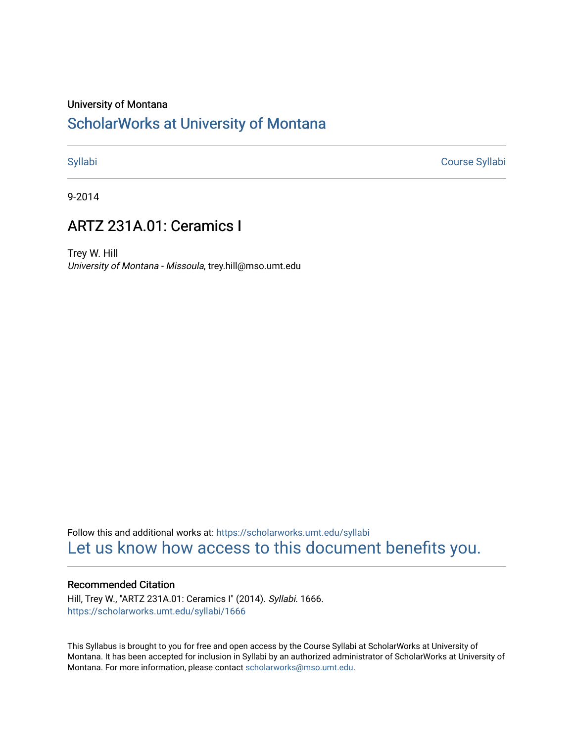University of Montana

# ScholarWorks at University of Montana

Syllabi | Course Syllabi

9-2014

## ARTZ 231A.01: Ceramics I

Trey W. Hill
*University of Montana - Missoula*, trey.hill@mso.umt.edu

Follow this and additional works at: https://scholarworks.umt.edu/syllabi

Let us know how access to this document benefits you.

### Recommended Citation

Hill, Trey W., "ARTZ 231A.01: Ceramics I" (2014). *Syllabi*. 1666.
https://scholarworks.umt.edu/syllabi/1666

This Syllabus is brought to you for free and open access by the Course Syllabi at ScholarWorks at University of Montana. It has been accepted for inclusion in Syllabi by an authorized administrator of ScholarWorks at University of Montana. For more information, please contact scholarworks@mso.umt.edu.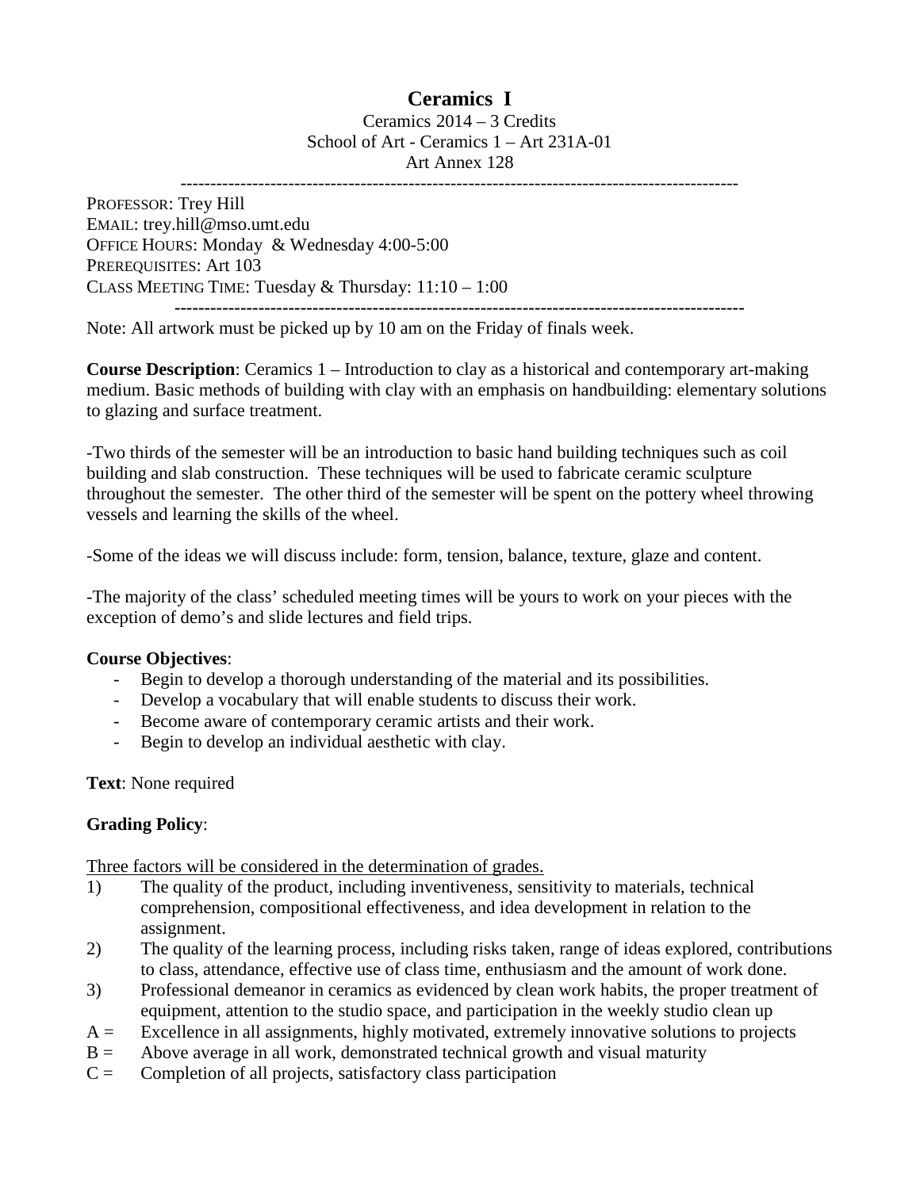# Ceramics I

Ceramics 2014 – 3 Credits
School of Art - Ceramics 1 – Art 231A-01
Art Annex 128

---

PROFESSOR: Trey Hill
EMAIL: trey.hill@mso.umt.edu
OFFICE HOURS: Monday & Wednesday 4:00-5:00
PREREQUISITES: Art 103
CLASS MEETING TIME: Tuesday & Thursday: 11:10 – 1:00

---

Note: All artwork must be picked up by 10 am on the Friday of finals week.

**Course Description**: Ceramics 1 – Introduction to clay as a historical and contemporary art-making medium. Basic methods of building with clay with an emphasis on handbuilding: elementary solutions to glazing and surface treatment.

-Two thirds of the semester will be an introduction to basic hand building techniques such as coil building and slab construction. These techniques will be used to fabricate ceramic sculpture throughout the semester. The other third of the semester will be spent on the pottery wheel throwing vessels and learning the skills of the wheel.

-Some of the ideas we will discuss include: form, tension, balance, texture, glaze and content.

-The majority of the class' scheduled meeting times will be yours to work on your pieces with the exception of demo's and slide lectures and field trips.

**Course Objectives**:

- Begin to develop a thorough understanding of the material and its possibilities.
- Develop a vocabulary that will enable students to discuss their work.
- Become aware of contemporary ceramic artists and their work.
- Begin to develop an individual aesthetic with clay.

**Text**: None required

**Grading Policy**:

Three factors will be considered in the determination of grades.

1) The quality of the product, including inventiveness, sensitivity to materials, technical comprehension, compositional effectiveness, and idea development in relation to the assignment.
2) The quality of the learning process, including risks taken, range of ideas explored, contributions to class, attendance, effective use of class time, enthusiasm and the amount of work done.
3) Professional demeanor in ceramics as evidenced by clean work habits, the proper treatment of equipment, attention to the studio space, and participation in the weekly studio clean up

A = Excellence in all assignments, highly motivated, extremely innovative solutions to projects
B = Above average in all work, demonstrated technical growth and visual maturity
C = Completion of all projects, satisfactory class participation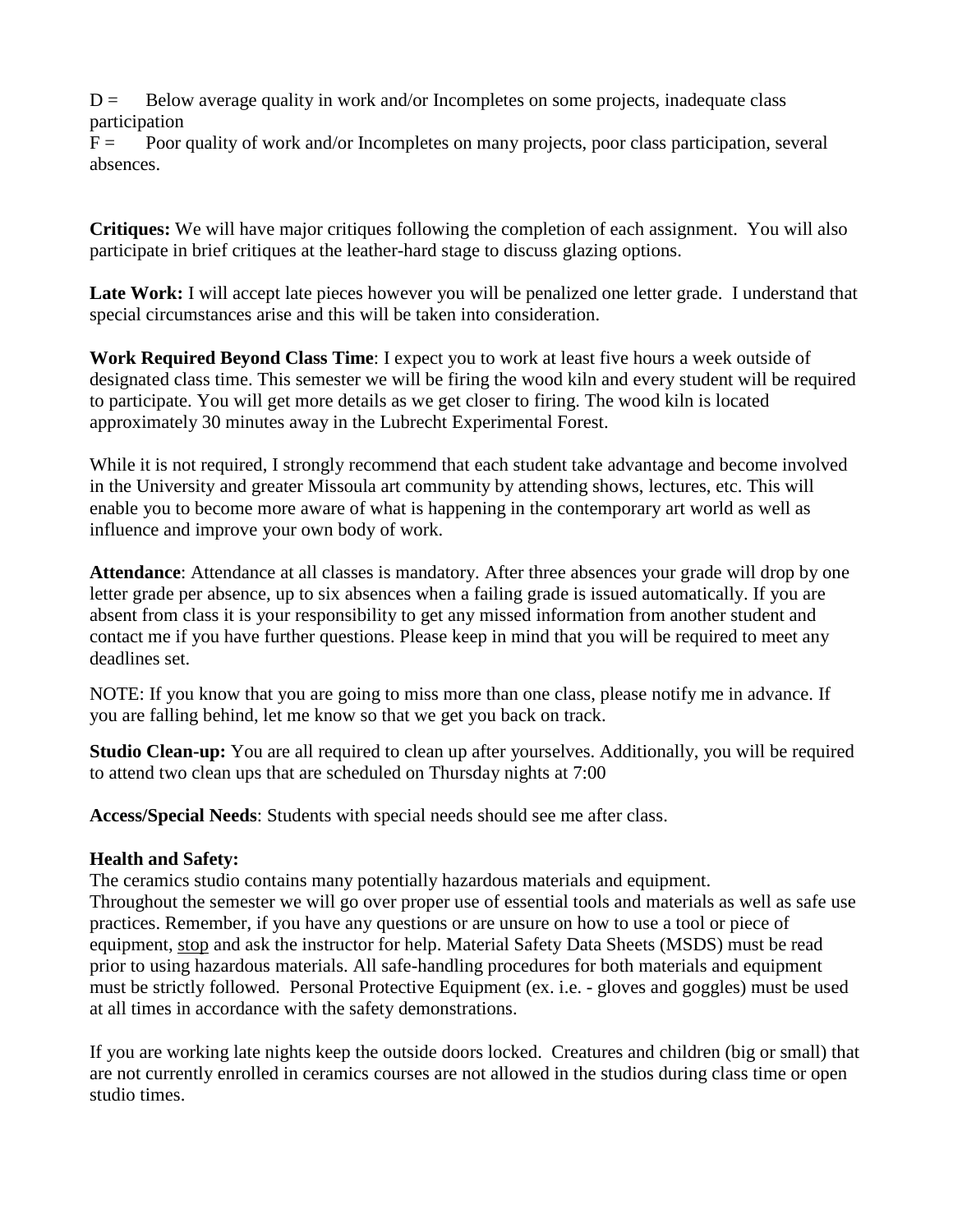D = Below average quality in work and/or Incompletes on some projects, inadequate class participation

F = Poor quality of work and/or Incompletes on many projects, poor class participation, several absences.

**Critiques:** We will have major critiques following the completion of each assignment. You will also participate in brief critiques at the leather-hard stage to discuss glazing options.

**Late Work:** I will accept late pieces however you will be penalized one letter grade. I understand that special circumstances arise and this will be taken into consideration.

**Work Required Beyond Class Time**: I expect you to work at least five hours a week outside of designated class time. This semester we will be firing the wood kiln and every student will be required to participate. You will get more details as we get closer to firing. The wood kiln is located approximately 30 minutes away in the Lubrecht Experimental Forest.

While it is not required, I strongly recommend that each student take advantage and become involved in the University and greater Missoula art community by attending shows, lectures, etc. This will enable you to become more aware of what is happening in the contemporary art world as well as influence and improve your own body of work.

**Attendance**: Attendance at all classes is mandatory. After three absences your grade will drop by one letter grade per absence, up to six absences when a failing grade is issued automatically. If you are absent from class it is your responsibility to get any missed information from another student and contact me if you have further questions. Please keep in mind that you will be required to meet any deadlines set.

NOTE: If you know that you are going to miss more than one class, please notify me in advance. If you are falling behind, let me know so that we get you back on track.

**Studio Clean-up:** You are all required to clean up after yourselves. Additionally, you will be required to attend two clean ups that are scheduled on Thursday nights at 7:00

**Access/Special Needs**: Students with special needs should see me after class.

**Health and Safety:**

The ceramics studio contains many potentially hazardous materials and equipment.
Throughout the semester we will go over proper use of essential tools and materials as well as safe use practices. Remember, if you have any questions or are unsure on how to use a tool or piece of equipment, <u>stop</u> and ask the instructor for help. Material Safety Data Sheets (MSDS) must be read prior to using hazardous materials. All safe-handling procedures for both materials and equipment must be strictly followed. Personal Protective Equipment (ex. i.e. - gloves and goggles) must be used at all times in accordance with the safety demonstrations.

If you are working late nights keep the outside doors locked. Creatures and children (big or small) that are not currently enrolled in ceramics courses are not allowed in the studios during class time or open studio times.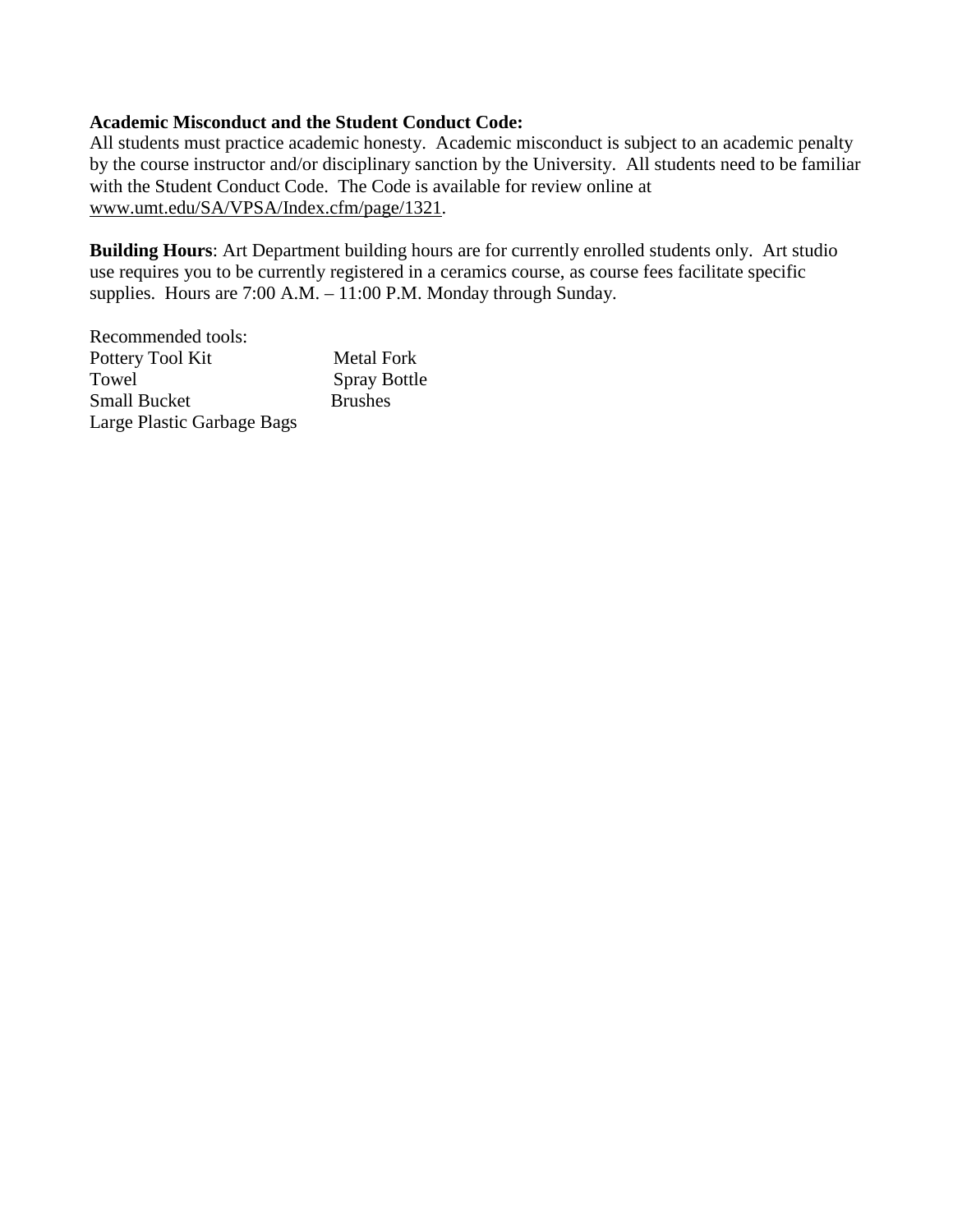**Academic Misconduct and the Student Conduct Code:**
All students must practice academic honesty. Academic misconduct is subject to an academic penalty by the course instructor and/or disciplinary sanction by the University. All students need to be familiar with the Student Conduct Code. The Code is available for review online at www.umt.edu/SA/VPSA/Index.cfm/page/1321.

**Building Hours**: Art Department building hours are for currently enrolled students only. Art studio use requires you to be currently registered in a ceramics course, as course fees facilitate specific supplies. Hours are 7:00 A.M. – 11:00 P.M. Monday through Sunday.

Recommended tools:

| | |
|---|---|
| Pottery Tool Kit | Metal Fork |
| Towel | Spray Bottle |
| Small Bucket | Brushes |
| Large Plastic Garbage Bags | |